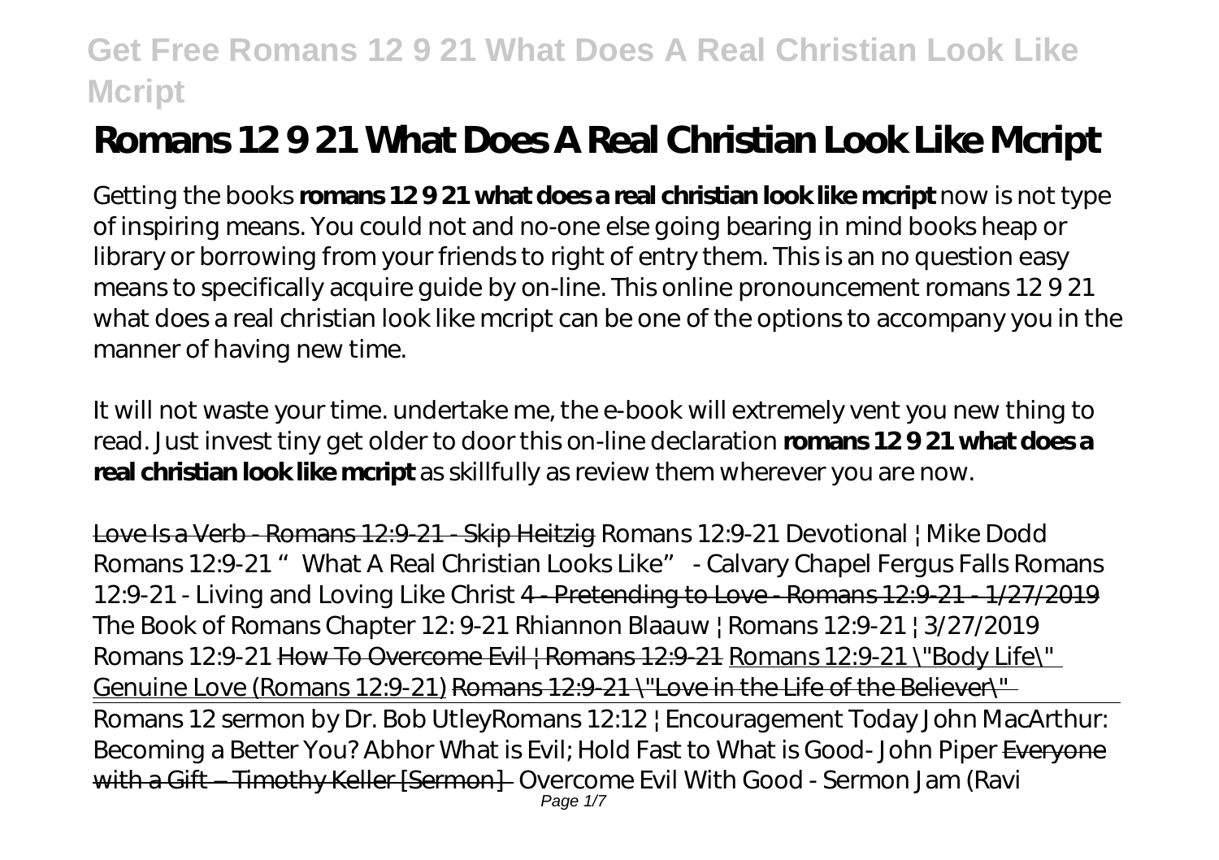# Romans 12 9 21 What Does A Real Christian Look Like Mcript

Getting the books **romans 12 9 21 what does a real christian look like mcript** now is not type of inspiring means. You could not and no-one else going bearing in mind books heap or library or borrowing from your friends to right of entry them. This is an no question easy means to specifically acquire guide by on-line. This online pronouncement romans 12 9 21 what does a real christian look like mcript can be one of the options to accompany you in the manner of having new time.

It will not waste your time. undertake me, the e-book will extremely vent you new thing to read. Just invest tiny get older to door this on-line declaration **romans 12 9 21 what does a real christian look like mcript** as skillfully as review them wherever you are now.

Love Is a Verb - Romans 12:9-21 - Skip Heitzig *Romans 12:9-21 Devotional | Mike Dodd Romans 12:9-21 "What A Real Christian Looks Like" - Calvary Chapel Fergus Falls Romans 12:9-21 - Living and Loving Like Christ* 4 - Pretending to Love - Romans 12:9-21 - 1/27/2019 *The Book of Romans Chapter 12: 9-21 Rhiannon Blaauw | Romans 12:9-21 | 3/27/2019 Romans 12:9-21* How To Overcome Evil | Romans 12:9-21 Romans 12:9-21 "Body Life" Genuine Love (Romans 12:9-21) Romans 12:9-21 "Love in the Life of the Believer"

Romans 12 sermon by Dr. Bob Utley*Romans 12:12 | Encouragement Today John MacArthur: Becoming a Better You? Abhor What is Evil; Hold Fast to What is Good- John Piper* Everyone with a Gift – Timothy Keller [Sermon] *Overcome Evil With Good - Sermon Jam (Ravi*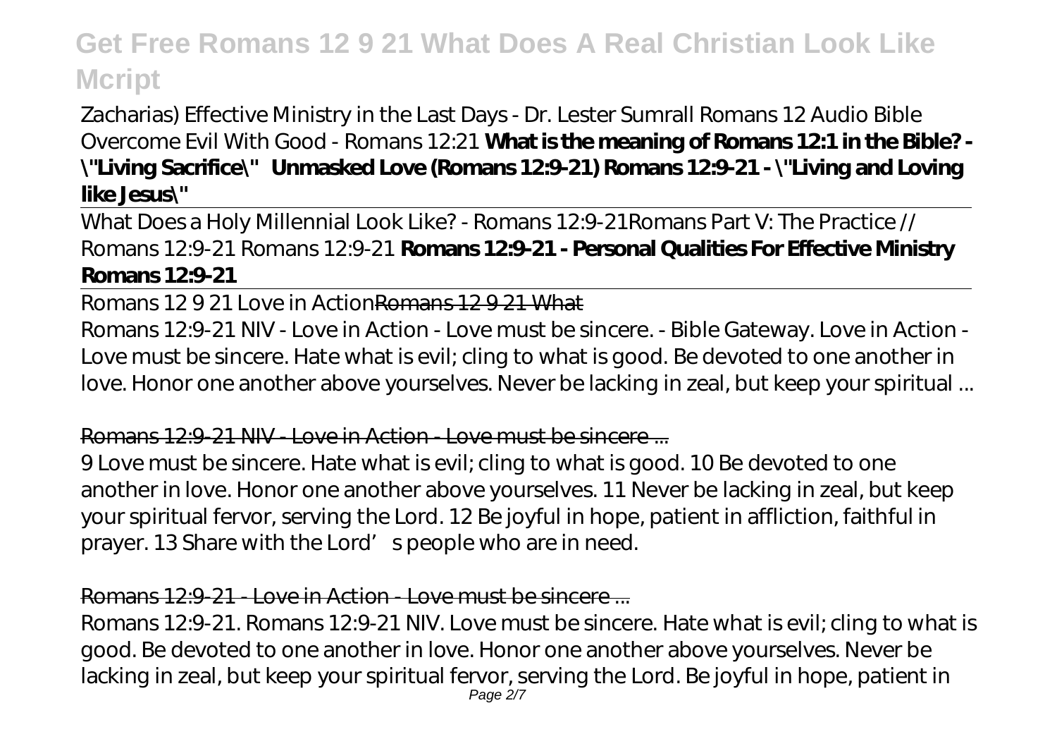Zacharias) Effective Ministry in the Last Days - Dr. Lester Sumrall Romans 12 Audio Bible Overcome Evil With Good - Romans 12:21 **What is the meaning of Romans 12:1 in the Bible? - "Living Sacrifice" Unmasked Love (Romans 12:9-21) Romans 12:9-21 - "Living and Loving like Jesus"**

What Does a Holy Millennial Look Like? - Romans 12:9-21 *Romans Part V: The Practice // Romans 12:9-21 Romans 12:9-21* **Romans 12:9-21 - Personal Qualities For Effective Ministry Romans 12:9-21**

Romans 12 9 21 Love in Action~~Romans 12 9 21 What~~

Romans 12:9-21 NIV - Love in Action - Love must be sincere. - Bible Gateway. Love in Action - Love must be sincere. Hate what is evil; cling to what is good. Be devoted to one another in love. Honor one another above yourselves. Never be lacking in zeal, but keep your spiritual ...

Romans 12:9-21 NIV - Love in Action - Love must be sincere ...

9 Love must be sincere. Hate what is evil; cling to what is good. 10 Be devoted to one another in love. Honor one another above yourselves. 11 Never be lacking in zeal, but keep your spiritual fervor, serving the Lord. 12 Be joyful in hope, patient in affliction, faithful in prayer. 13 Share with the Lord's people who are in need.

Romans 12:9-21 - Love in Action - Love must be sincere ...

Romans 12:9-21. Romans 12:9-21 NIV. Love must be sincere. Hate what is evil; cling to what is good. Be devoted to one another in love. Honor one another above yourselves. Never be lacking in zeal, but keep your spiritual fervor, serving the Lord. Be joyful in hope, patient in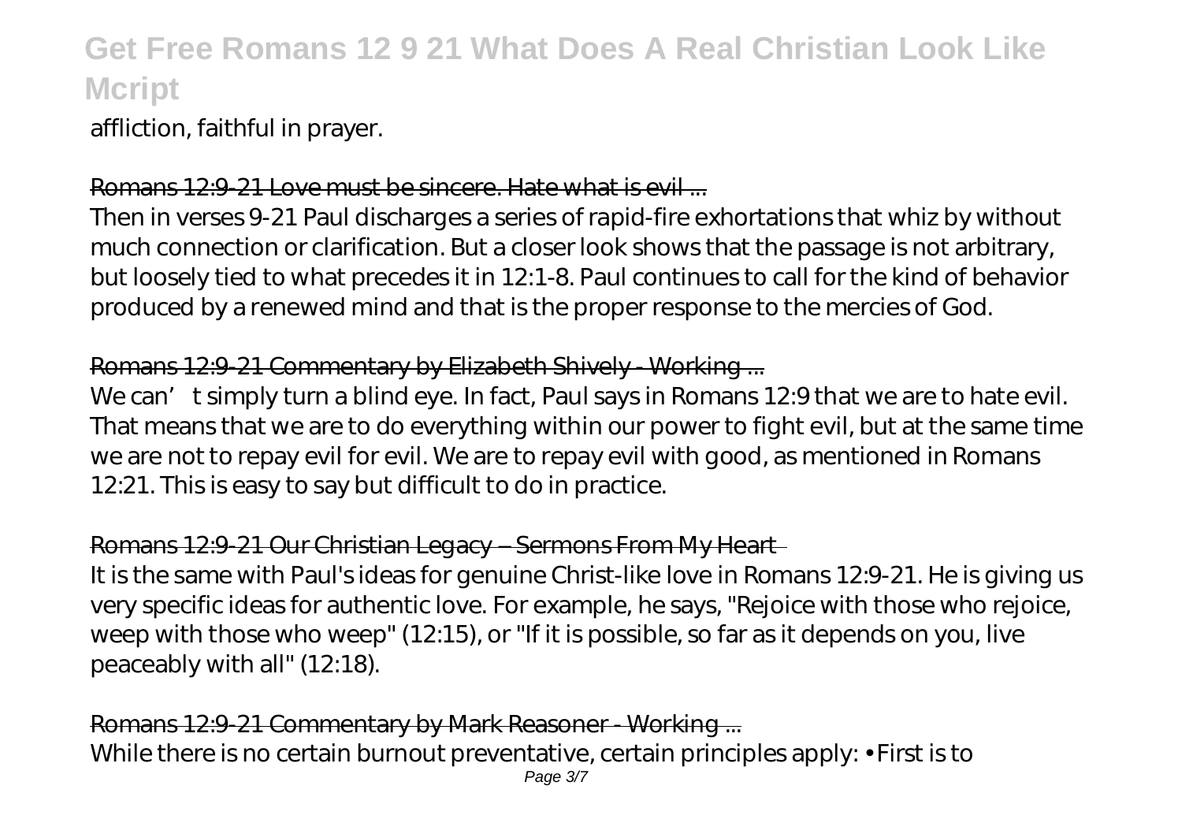affliction, faithful in prayer.

Romans 12:9-21 Love must be sincere. Hate what is evil ...

Then in verses 9-21 Paul discharges a series of rapid-fire exhortations that whiz by without much connection or clarification. But a closer look shows that the passage is not arbitrary, but loosely tied to what precedes it in 12:1-8. Paul continues to call for the kind of behavior produced by a renewed mind and that is the proper response to the mercies of God.

Romans 12:9-21 Commentary by Elizabeth Shively - Working ...

We can't simply turn a blind eye. In fact, Paul says in Romans 12:9 that we are to hate evil. That means that we are to do everything within our power to fight evil, but at the same time we are not to repay evil for evil. We are to repay evil with good, as mentioned in Romans 12:21. This is easy to say but difficult to do in practice.

Romans 12:9-21 Our Christian Legacy – Sermons From My Heart

It is the same with Paul's ideas for genuine Christ-like love in Romans 12:9-21. He is giving us very specific ideas for authentic love. For example, he says, "Rejoice with those who rejoice, weep with those who weep" (12:15), or "If it is possible, so far as it depends on you, live peaceably with all" (12:18).

Romans 12:9-21 Commentary by Mark Reasoner - Working ...

While there is no certain burnout preventative, certain principles apply: • First is to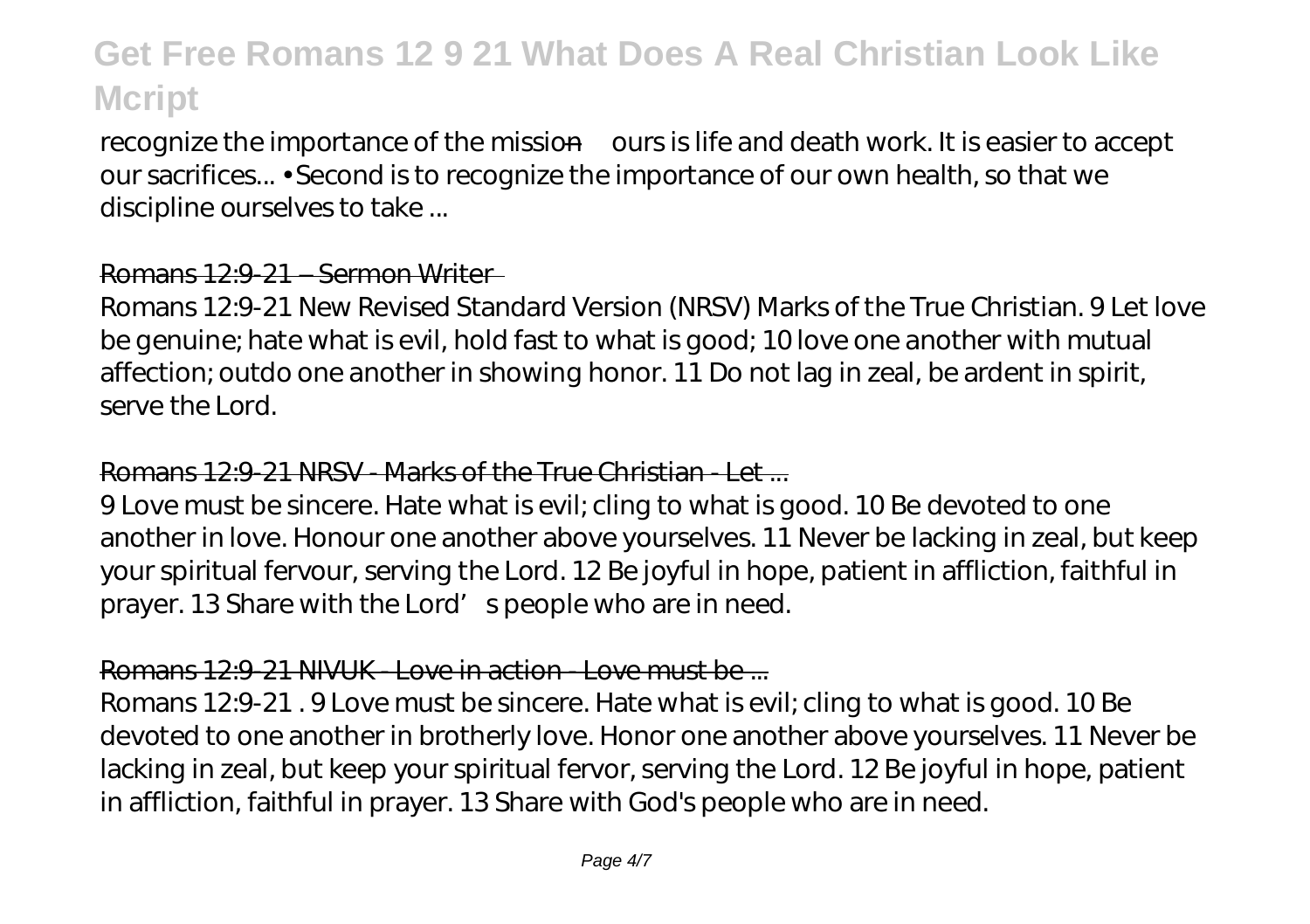recognize the importance of the mission—ours is life and death work. It is easier to accept our sacrifices... • Second is to recognize the importance of our own health, so that we discipline ourselves to take ...

### Romans 12:9-21 – Sermon Writer

Romans 12:9-21 New Revised Standard Version (NRSV) Marks of the True Christian. 9 Let love be genuine; hate what is evil, hold fast to what is good; 10 love one another with mutual affection; outdo one another in showing honor. 11 Do not lag in zeal, be ardent in spirit, serve the Lord.

### Romans 12:9-21 NRSV - Marks of the True Christian - Let ...

9 Love must be sincere. Hate what is evil; cling to what is good. 10 Be devoted to one another in love. Honour one another above yourselves. 11 Never be lacking in zeal, but keep your spiritual fervour, serving the Lord. 12 Be joyful in hope, patient in affliction, faithful in prayer. 13 Share with the Lord's people who are in need.

### Romans 12:9-21 NIVUK - Love in action - Love must be ...

Romans 12:9-21 . 9 Love must be sincere. Hate what is evil; cling to what is good. 10 Be devoted to one another in brotherly love. Honor one another above yourselves. 11 Never be lacking in zeal, but keep your spiritual fervor, serving the Lord. 12 Be joyful in hope, patient in affliction, faithful in prayer. 13 Share with God's people who are in need.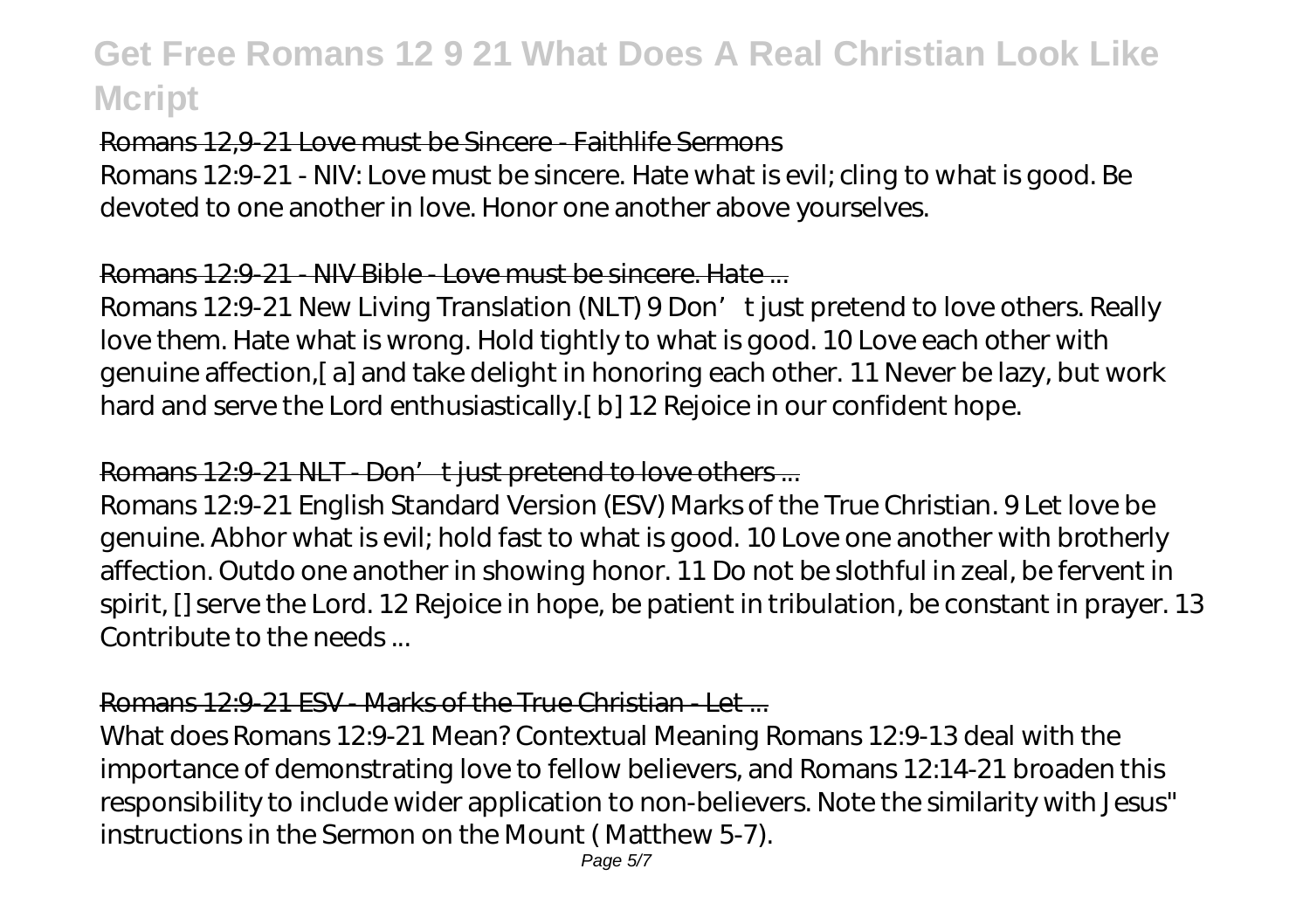## Romans 12,9-21 Love must be Sincere - Faithlife Sermons

Romans 12:9-21 - NIV: Love must be sincere. Hate what is evil; cling to what is good. Be devoted to one another in love. Honor one another above yourselves.

## Romans 12:9-21 - NIV Bible - Love must be sincere. Hate ...

Romans 12:9-21 New Living Translation (NLT) 9 Don't just pretend to love others. Really love them. Hate what is wrong. Hold tightly to what is good. 10 Love each other with genuine affection,[ a] and take delight in honoring each other. 11 Never be lazy, but work hard and serve the Lord enthusiastically.[ b] 12 Rejoice in our confident hope.

## Romans 12:9-21 NLT - Don't just pretend to love others ...

Romans 12:9-21 English Standard Version (ESV) Marks of the True Christian. 9 Let love be genuine. Abhor what is evil; hold fast to what is good. 10 Love one another with brotherly affection. Outdo one another in showing honor. 11 Do not be slothful in zeal, be fervent in spirit, [] serve the Lord. 12 Rejoice in hope, be patient in tribulation, be constant in prayer. 13 Contribute to the needs ...

## Romans 12:9-21 ESV - Marks of the True Christian - Let ...

What does Romans 12:9-21 Mean? Contextual Meaning Romans 12:9-13 deal with the importance of demonstrating love to fellow believers, and Romans 12:14-21 broaden this responsibility to include wider application to non-believers. Note the similarity with Jesus" instructions in the Sermon on the Mount ( Matthew 5-7).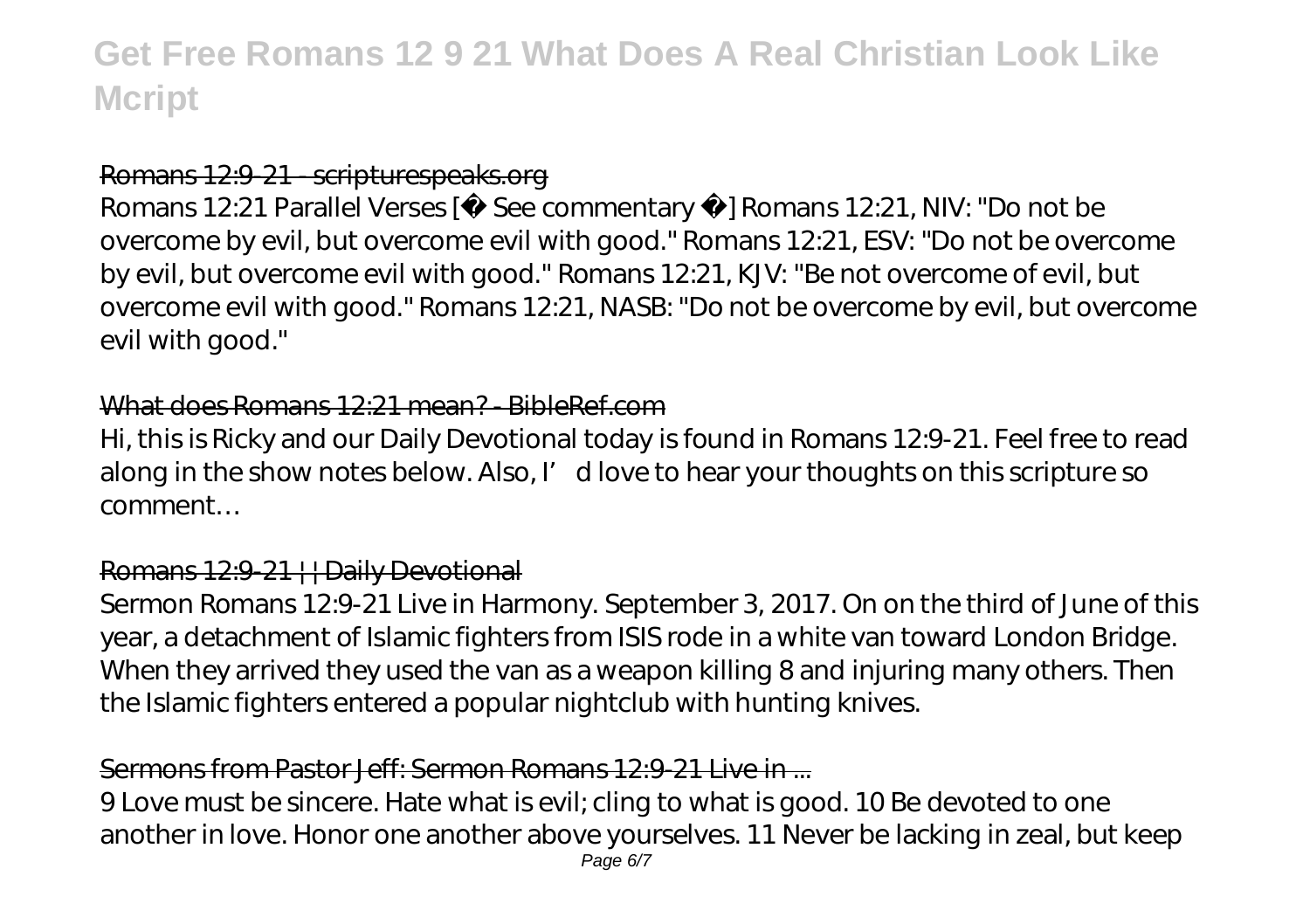# Get Free Romans 12 9 21 What Does A Real Christian Look Like Mcript

## Romans 12:9-21 - scripturespeaks.org

Romans 12:21 Parallel Verses [ See commentary ] Romans 12:21, NIV: "Do not be overcome by evil, but overcome evil with good." Romans 12:21, ESV: "Do not be overcome by evil, but overcome evil with good." Romans 12:21, KJV: "Be not overcome of evil, but overcome evil with good." Romans 12:21, NASB: "Do not be overcome by evil, but overcome evil with good."

## What does Romans 12:21 mean? - BibleRef.com

Hi, this is Ricky and our Daily Devotional today is found in Romans 12:9-21. Feel free to read along in the show notes below. Also, I'd love to hear your thoughts on this scripture so comment…

## Romans 12:9-21 | | Daily Devotional

Sermon Romans 12:9-21 Live in Harmony. September 3, 2017. On on the third of June of this year, a detachment of Islamic fighters from ISIS rode in a white van toward London Bridge. When they arrived they used the van as a weapon killing 8 and injuring many others. Then the Islamic fighters entered a popular nightclub with hunting knives.

## Sermons from Pastor Jeff: Sermon Romans 12:9-21 Live in ...

9 Love must be sincere. Hate what is evil; cling to what is good. 10 Be devoted to one another in love. Honor one another above yourselves. 11 Never be lacking in zeal, but keep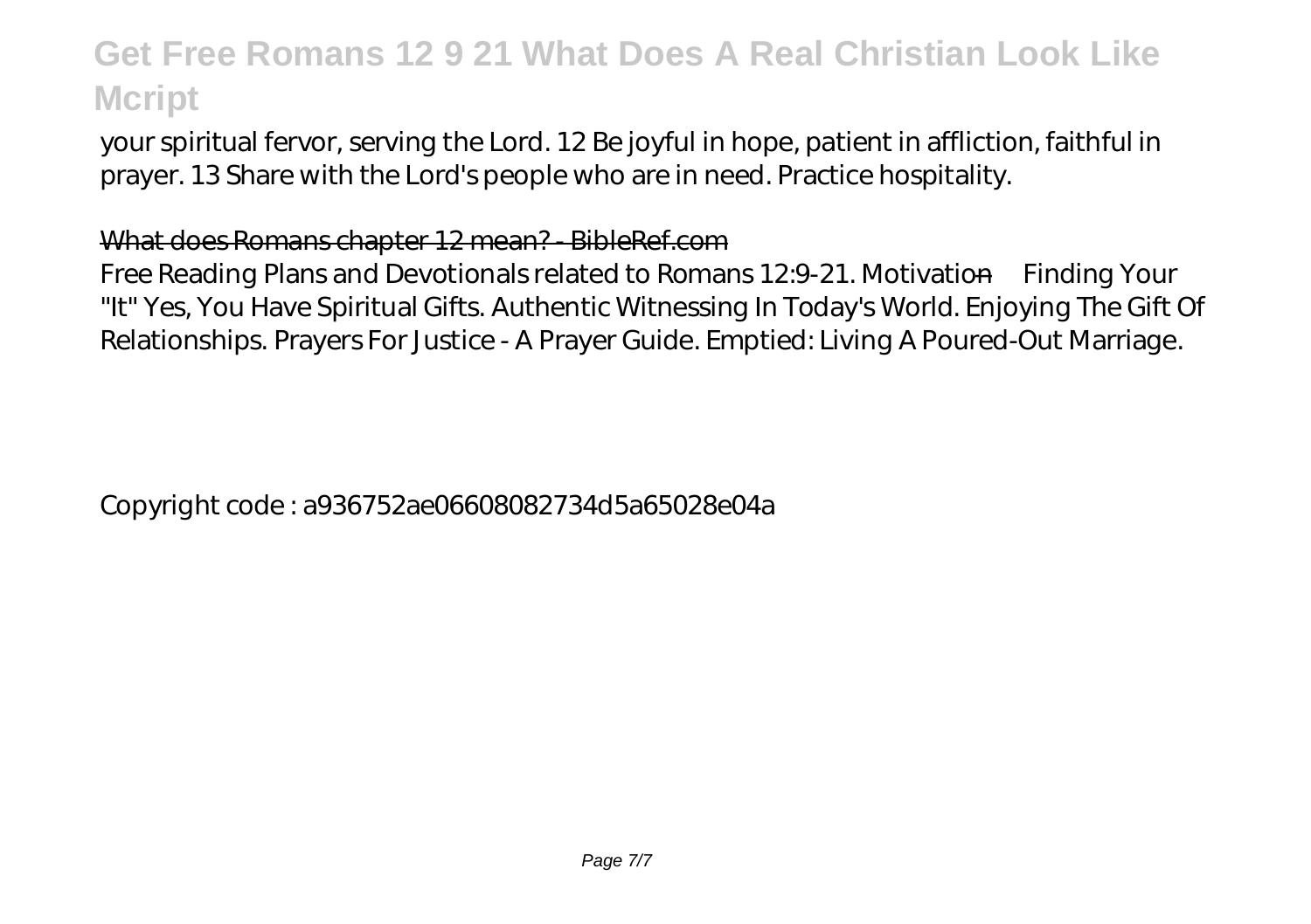your spiritual fervor, serving the Lord. 12 Be joyful in hope, patient in affliction, faithful in prayer. 13 Share with the Lord's people who are in need. Practice hospitality.

What does Romans chapter 12 mean? - BibleRef.com

Free Reading Plans and Devotionals related to Romans 12:9-21. Motivation—Finding Your "It" Yes, You Have Spiritual Gifts. Authentic Witnessing In Today's World. Enjoying The Gift Of Relationships. Prayers For Justice - A Prayer Guide. Emptied: Living A Poured-Out Marriage.

Copyright code : a936752ae06608082734d5a65028e04a